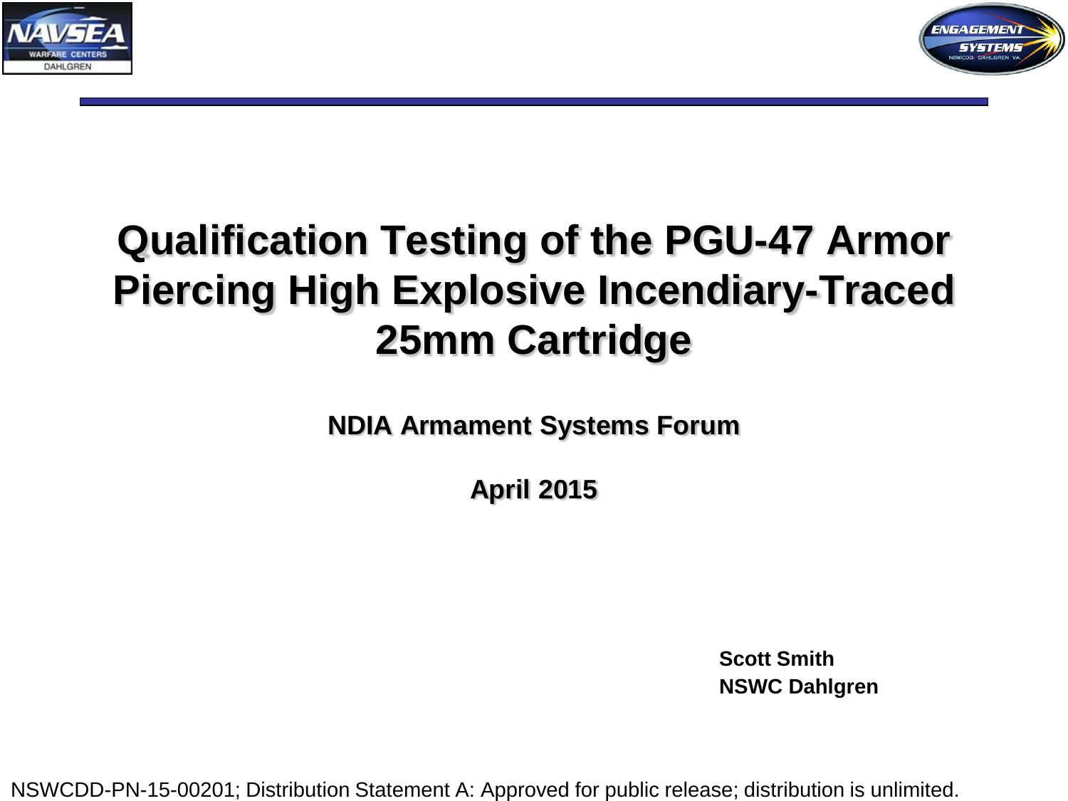# Qualification Testing of the PGU-47 Armor Piercing High Explosive Incendiary-Traced 25mm Cartridge

**NDIA Armament Systems Forum**

**April 2015**

**Scott Smith**
**NSWC Dahlgren**

NSWCDD-PN-15-00201; Distribution Statement A: Approved for public release; distribution is unlimited.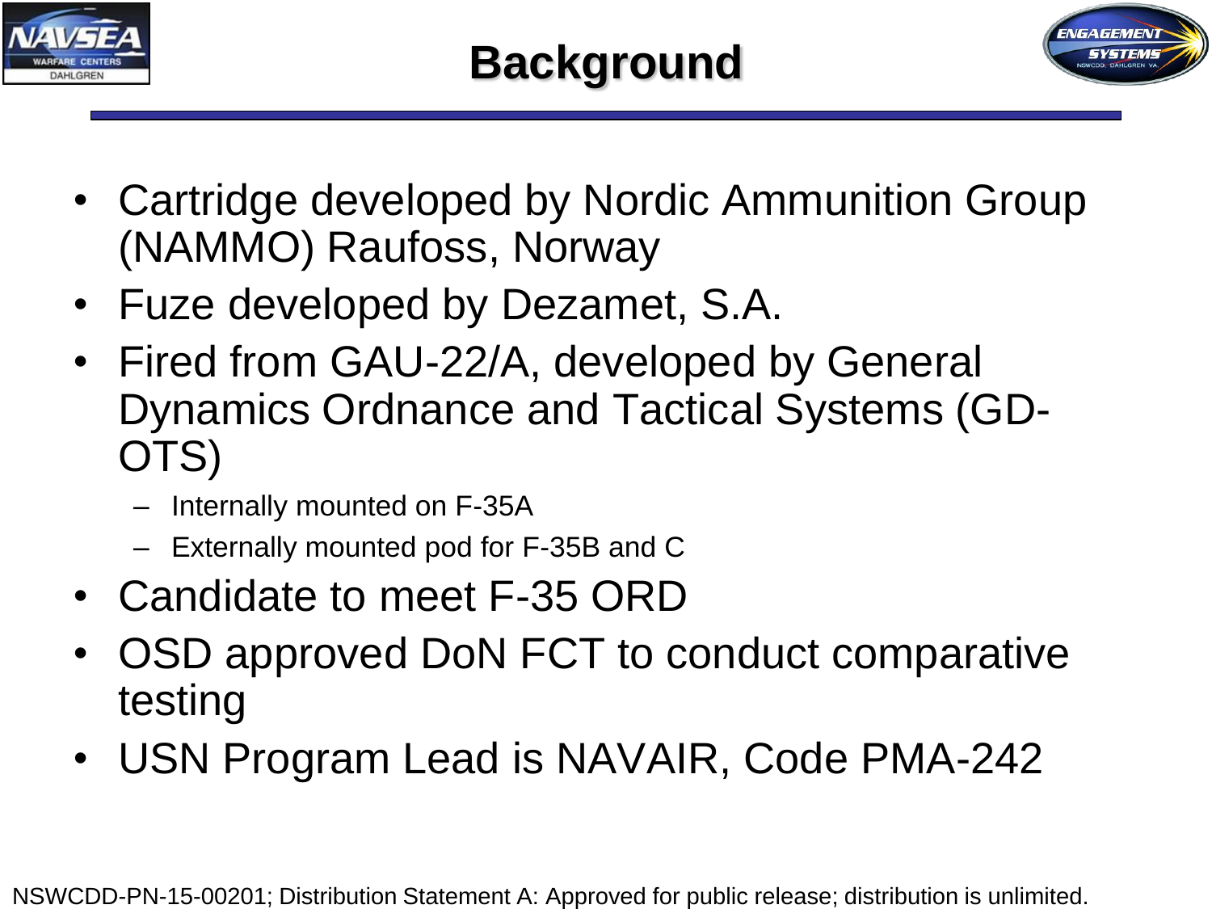# Background

- Cartridge developed by Nordic Ammunition Group (NAMMO) Raufoss, Norway
- Fuze developed by Dezamet, S.A.
- Fired from GAU-22/A, developed by General Dynamics Ordnance and Tactical Systems (GD-OTS)
  - Internally mounted on F-35A
  - Externally mounted pod for F-35B and C
- Candidate to meet F-35 ORD
- OSD approved DoN FCT to conduct comparative testing
- USN Program Lead is NAVAIR, Code PMA-242

NSWCDD-PN-15-00201; Distribution Statement A: Approved for public release; distribution is unlimited.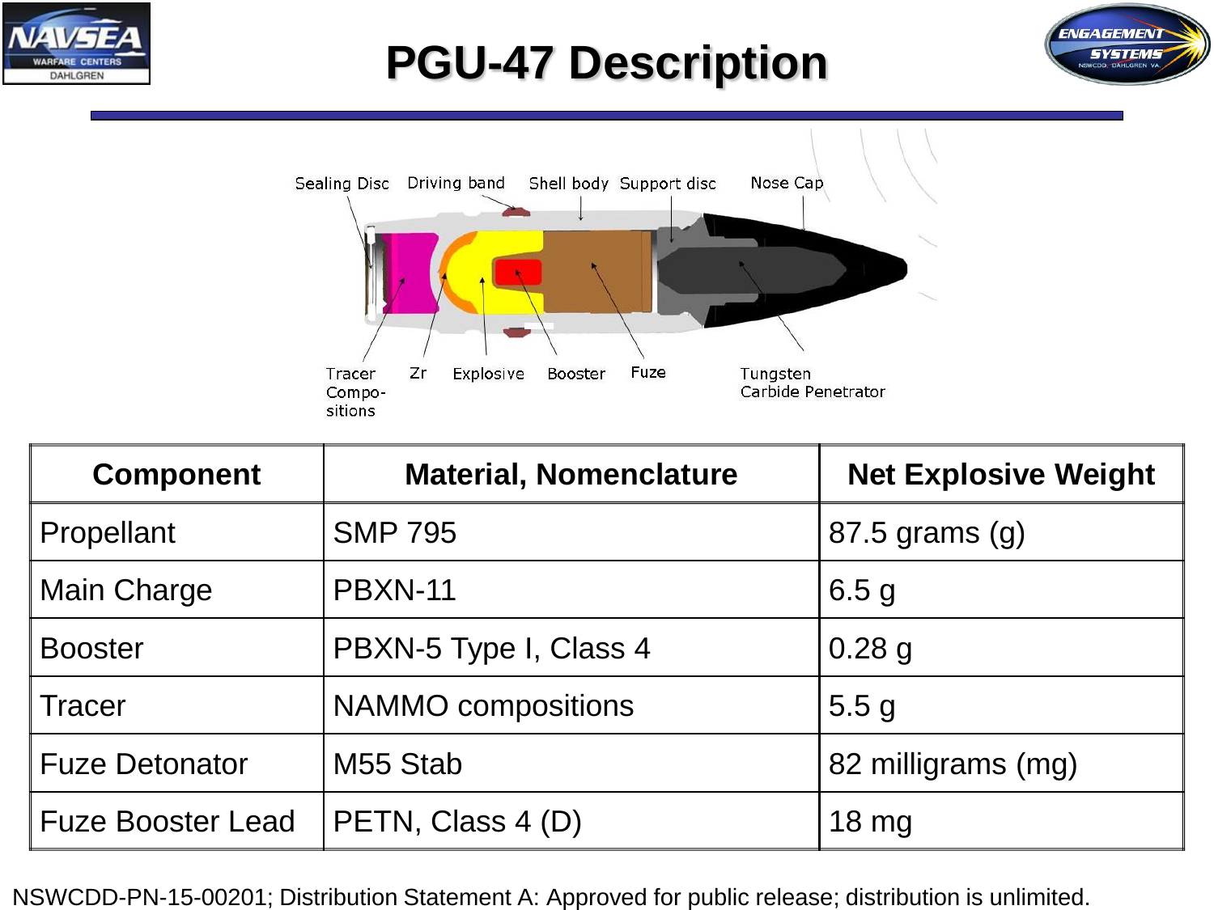# PGU-47 Description

Sealing Disc, Driving band, Shell body, Support disc, Nose Cap, Tracer Compo-sitions, Zr, Explosive, Booster, Fuze, Tungsten Carbide Penetrator

| Component | Material, Nomenclature | Net Explosive Weight |
|---|---|---|
| Propellant | SMP 795 | 87.5 grams (g) |
| Main Charge | PBXN-11 | 6.5 g |
| Booster | PBXN-5 Type I, Class 4 | 0.28 g |
| Tracer | NAMMO compositions | 5.5 g |
| Fuze Detonator | M55 Stab | 82 milligrams (mg) |
| Fuze Booster Lead | PETN, Class 4 (D) | 18 mg |

NSWCDD-PN-15-00201; Distribution Statement A: Approved for public release; distribution is unlimited.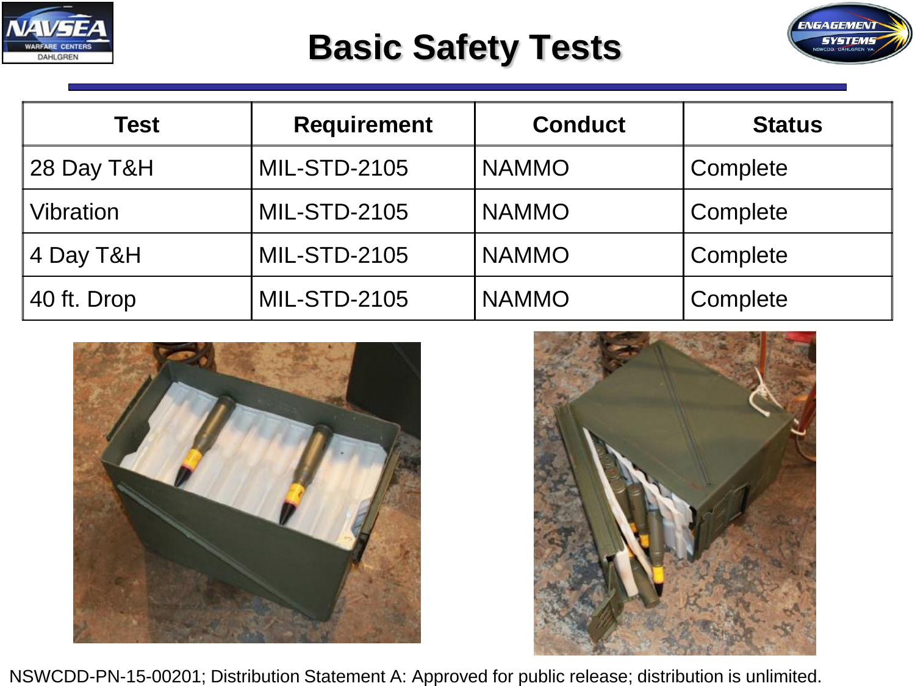# Basic Safety Tests

| Test | Requirement | Conduct | Status |
|---|---|---|---|
| 28 Day T&H | MIL-STD-2105 | NAMMO | Complete |
| Vibration | MIL-STD-2105 | NAMMO | Complete |
| 4 Day T&H | MIL-STD-2105 | NAMMO | Complete |
| 40 ft. Drop | MIL-STD-2105 | NAMMO | Complete |

NSWCDD-PN-15-00201; Distribution Statement A: Approved for public release; distribution is unlimited.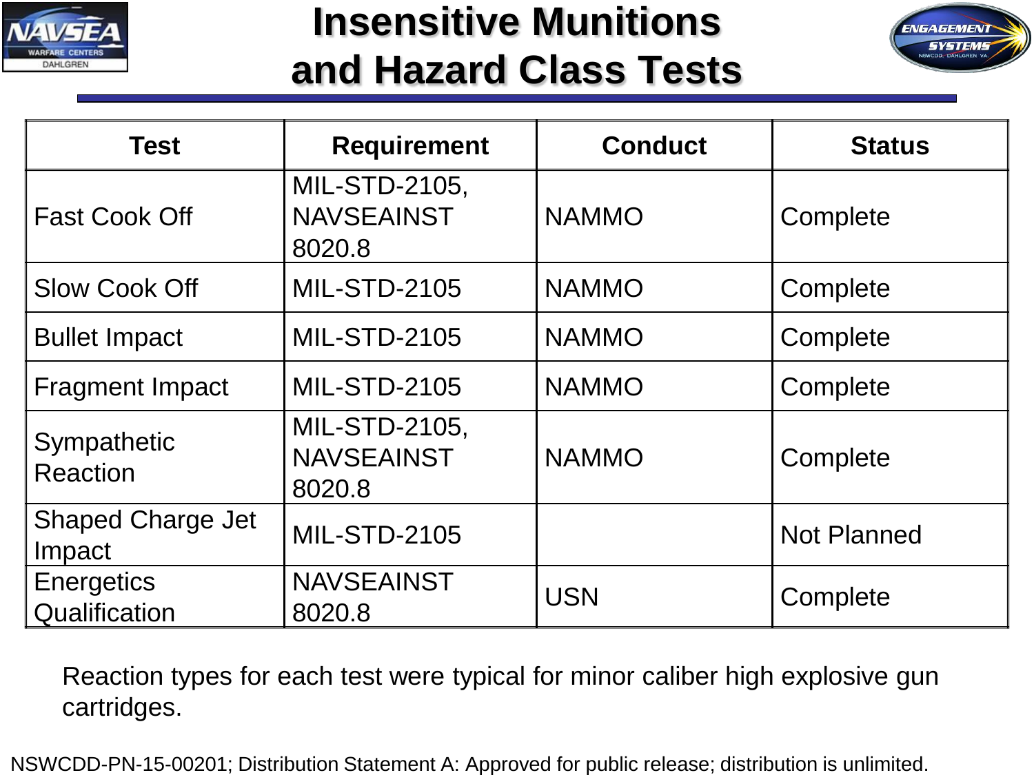# Insensitive Munitions and Hazard Class Tests

| Test | Requirement | Conduct | Status |
|---|---|---|---|
| Fast Cook Off | MIL-STD-2105, NAVSEAINST 8020.8 | NAMMO | Complete |
| Slow Cook Off | MIL-STD-2105 | NAMMO | Complete |
| Bullet Impact | MIL-STD-2105 | NAMMO | Complete |
| Fragment Impact | MIL-STD-2105 | NAMMO | Complete |
| Sympathetic Reaction | MIL-STD-2105, NAVSEAINST 8020.8 | NAMMO | Complete |
| Shaped Charge Jet Impact | MIL-STD-2105 | | Not Planned |
| Energetics Qualification | NAVSEAINST 8020.8 | USN | Complete |

Reaction types for each test were typical for minor caliber high explosive gun cartridges.

NSWCDD-PN-15-00201; Distribution Statement A: Approved for public release; distribution is unlimited.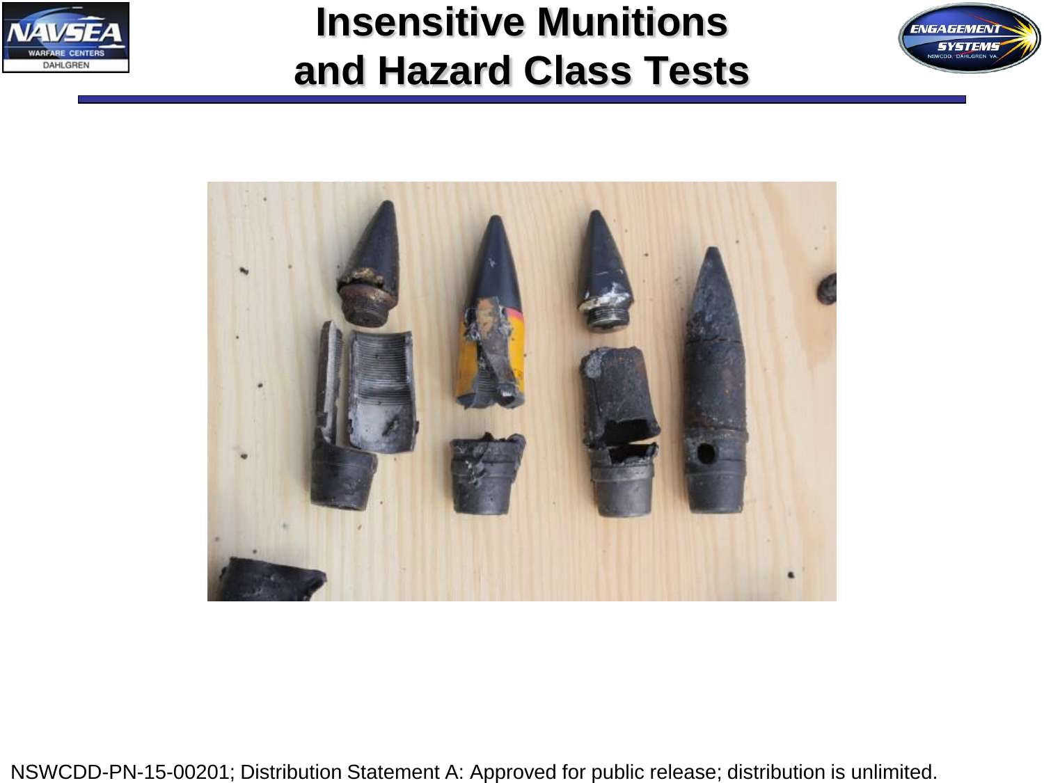# Insensitive Munitions and Hazard Class Tests

NSWCDD-PN-15-00201; Distribution Statement A: Approved for public release; distribution is unlimited.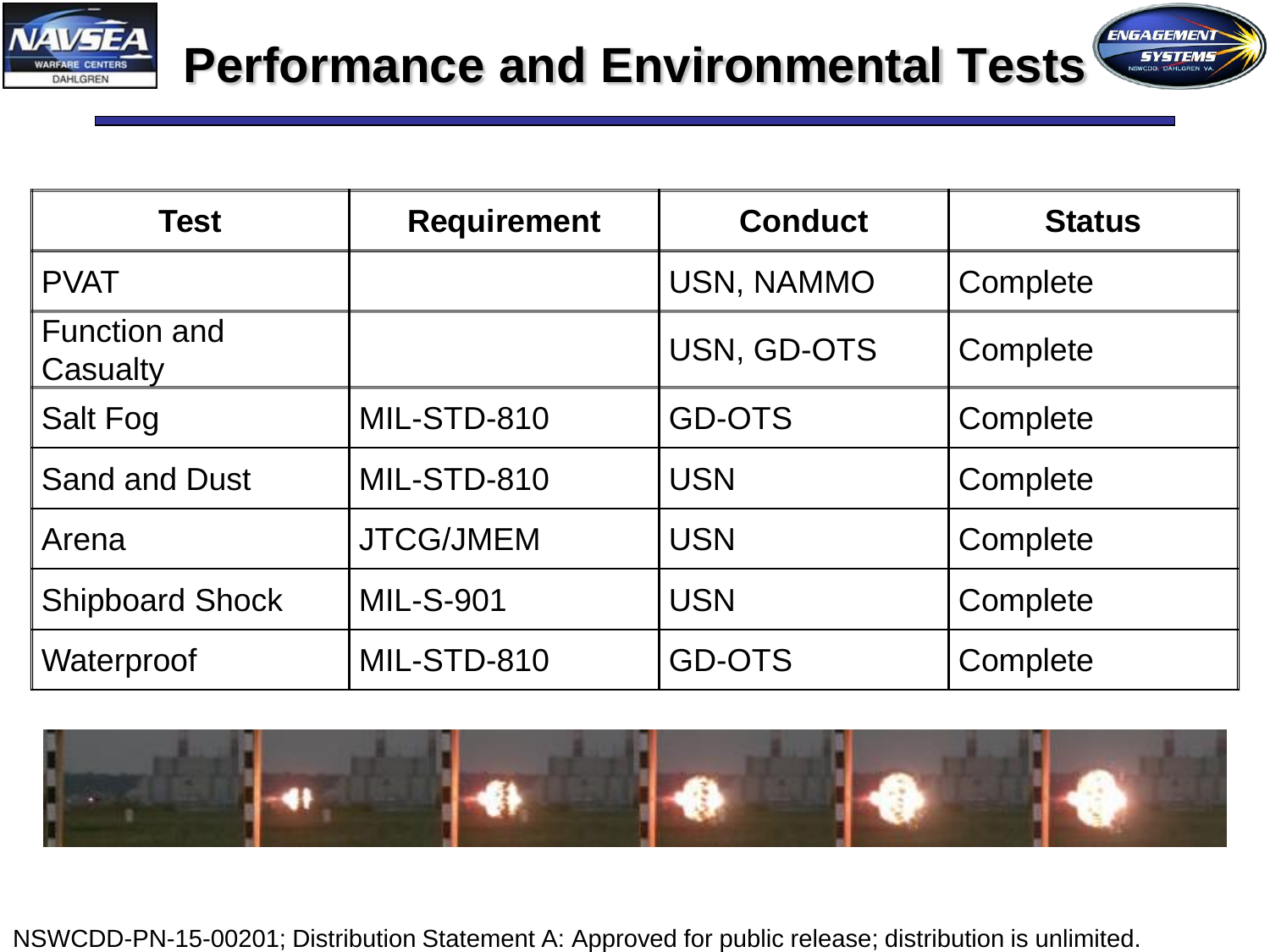# Performance and Environmental Tests

| Test | Requirement | Conduct | Status |
| --- | --- | --- | --- |
| PVAT | | USN, NAMMO | Complete |
| Function and Casualty | | USN, GD-OTS | Complete |
| Salt Fog | MIL-STD-810 | GD-OTS | Complete |
| Sand and Dust | MIL-STD-810 | USN | Complete |
| Arena | JTCG/JMEM | USN | Complete |
| Shipboard Shock | MIL-S-901 | USN | Complete |
| Waterproof | MIL-STD-810 | GD-OTS | Complete |

NSWCDD-PN-15-00201; Distribution Statement A: Approved for public release; distribution is unlimited.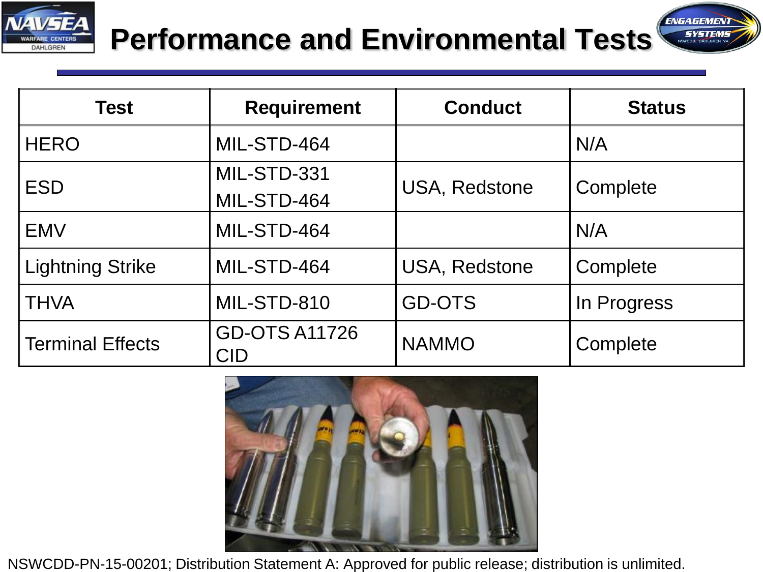# Performance and Environmental Tests

| Test | Requirement | Conduct | Status |
|---|---|---|---|
| HERO | MIL-STD-464 | | N/A |
| ESD | MIL-STD-331<br>MIL-STD-464 | USA, Redstone | Complete |
| EMV | MIL-STD-464 | | N/A |
| Lightning Strike | MIL-STD-464 | USA, Redstone | Complete |
| THVA | MIL-STD-810 | GD-OTS | In Progress |
| Terminal Effects | GD-OTS A11726 CID | NAMMO | Complete |

NSWCDD-PN-15-00201; Distribution Statement A: Approved for public release; distribution is unlimited.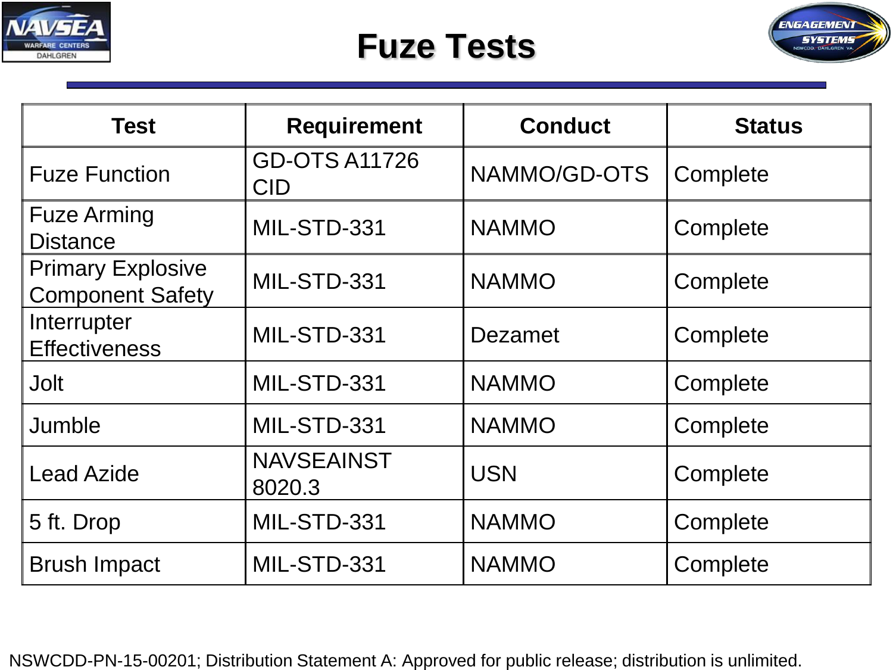# Fuze Tests

| Test | Requirement | Conduct | Status |
|---|---|---|---|
| Fuze Function | GD-OTS A11726 CID | NAMMO/GD-OTS | Complete |
| Fuze Arming Distance | MIL-STD-331 | NAMMO | Complete |
| Primary Explosive Component Safety | MIL-STD-331 | NAMMO | Complete |
| Interrupter Effectiveness | MIL-STD-331 | Dezamet | Complete |
| Jolt | MIL-STD-331 | NAMMO | Complete |
| Jumble | MIL-STD-331 | NAMMO | Complete |
| Lead Azide | NAVSEAINST 8020.3 | USN | Complete |
| 5 ft. Drop | MIL-STD-331 | NAMMO | Complete |
| Brush Impact | MIL-STD-331 | NAMMO | Complete |

NSWCDD-PN-15-00201; Distribution Statement A: Approved for public release; distribution is unlimited.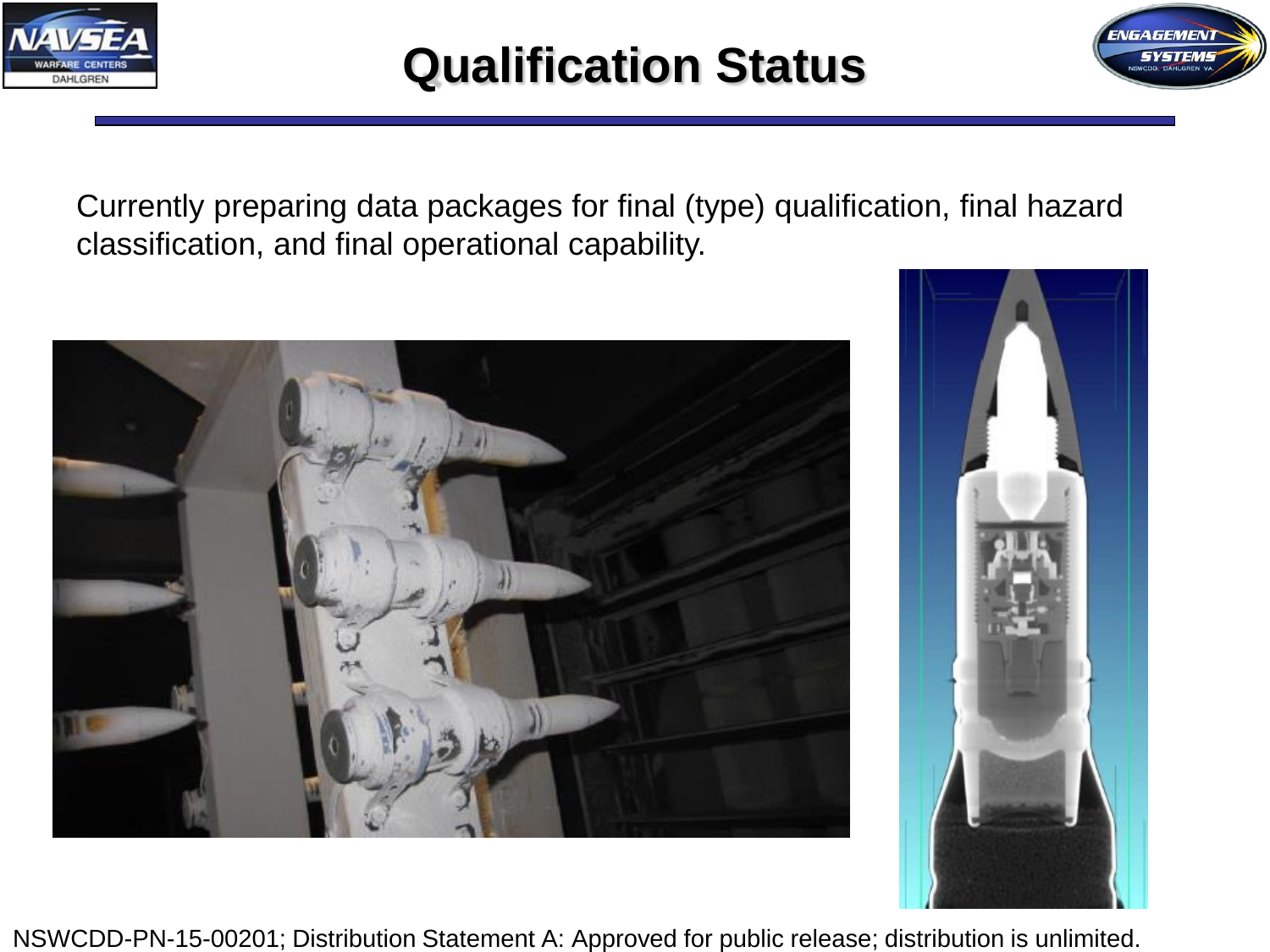# Qualification Status

Currently preparing data packages for final (type) qualification, final hazard classification, and final operational capability.

NSWCDD-PN-15-00201; Distribution Statement A: Approved for public release; distribution is unlimited.